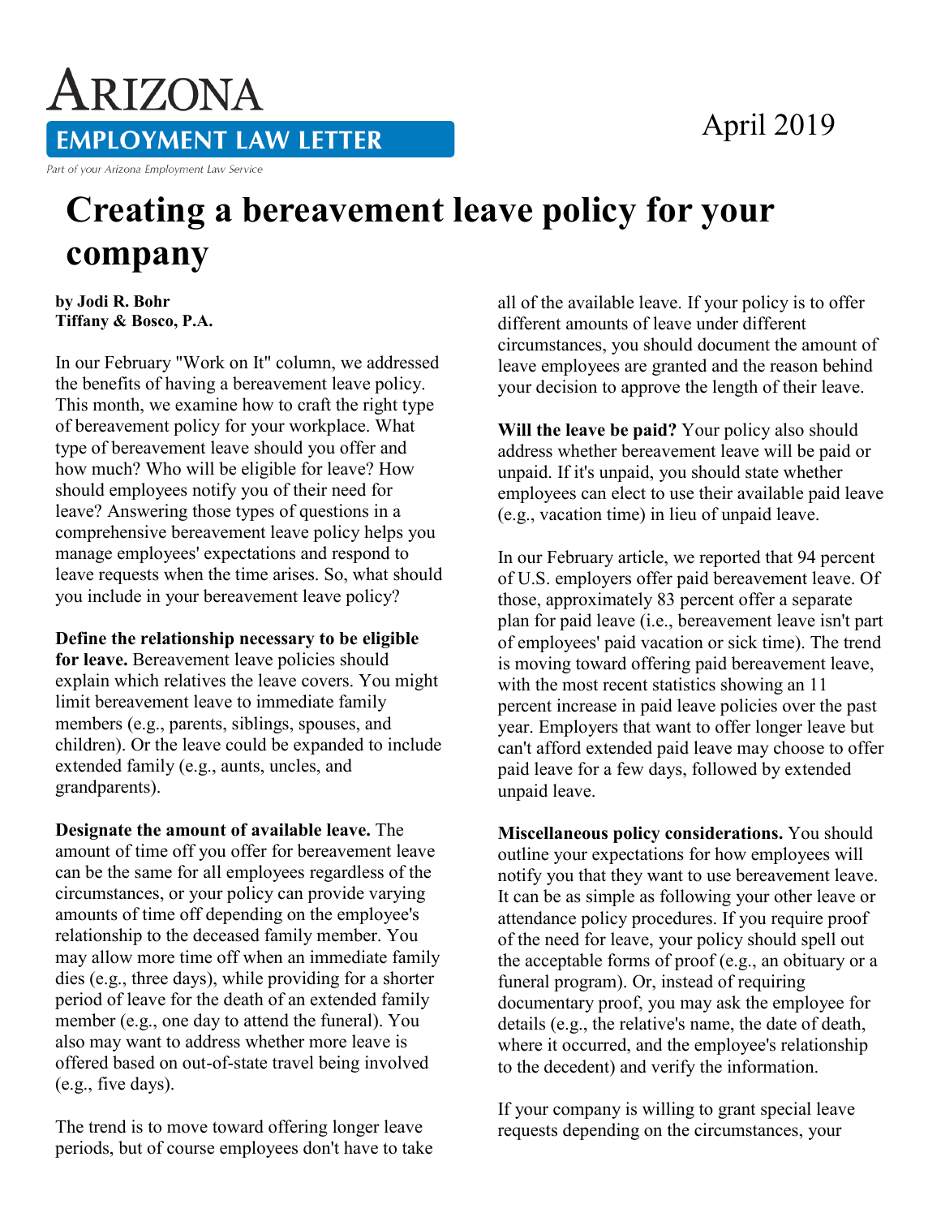# ARIZONA EMPLOYMENT LAW LETTER

*Part of your Arizona Employment Law Service*

April 2019

# Creating a bereavement leave policy for your company

**by Jodi R. Bohr**
**Tiffany & Bosco, P.A.**

In our February "Work on It" column, we addressed the benefits of having a bereavement leave policy. This month, we examine how to craft the right type of bereavement policy for your workplace. What type of bereavement leave should you offer and how much? Who will be eligible for leave? How should employees notify you of their need for leave? Answering those types of questions in a comprehensive bereavement leave policy helps you manage employees' expectations and respond to leave requests when the time arises. So, what should you include in your bereavement leave policy?

**Define the relationship necessary to be eligible for leave.** Bereavement leave policies should explain which relatives the leave covers. You might limit bereavement leave to immediate family members (e.g., parents, siblings, spouses, and children). Or the leave could be expanded to include extended family (e.g., aunts, uncles, and grandparents).

**Designate the amount of available leave.** The amount of time off you offer for bereavement leave can be the same for all employees regardless of the circumstances, or your policy can provide varying amounts of time off depending on the employee's relationship to the deceased family member. You may allow more time off when an immediate family dies (e.g., three days), while providing for a shorter period of leave for the death of an extended family member (e.g., one day to attend the funeral). You also may want to address whether more leave is offered based on out-of-state travel being involved (e.g., five days).

The trend is to move toward offering longer leave periods, but of course employees don't have to take all of the available leave. If your policy is to offer different amounts of leave under different circumstances, you should document the amount of leave employees are granted and the reason behind your decision to approve the length of their leave.

**Will the leave be paid?** Your policy also should address whether bereavement leave will be paid or unpaid. If it's unpaid, you should state whether employees can elect to use their available paid leave (e.g., vacation time) in lieu of unpaid leave.

In our February article, we reported that 94 percent of U.S. employers offer paid bereavement leave. Of those, approximately 83 percent offer a separate plan for paid leave (i.e., bereavement leave isn't part of employees' paid vacation or sick time). The trend is moving toward offering paid bereavement leave, with the most recent statistics showing an 11 percent increase in paid leave policies over the past year. Employers that want to offer longer leave but can't afford extended paid leave may choose to offer paid leave for a few days, followed by extended unpaid leave.

**Miscellaneous policy considerations.** You should outline your expectations for how employees will notify you that they want to use bereavement leave. It can be as simple as following your other leave or attendance policy procedures. If you require proof of the need for leave, your policy should spell out the acceptable forms of proof (e.g., an obituary or a funeral program). Or, instead of requiring documentary proof, you may ask the employee for details (e.g., the relative's name, the date of death, where it occurred, and the employee's relationship to the decedent) and verify the information.

If your company is willing to grant special leave requests depending on the circumstances, your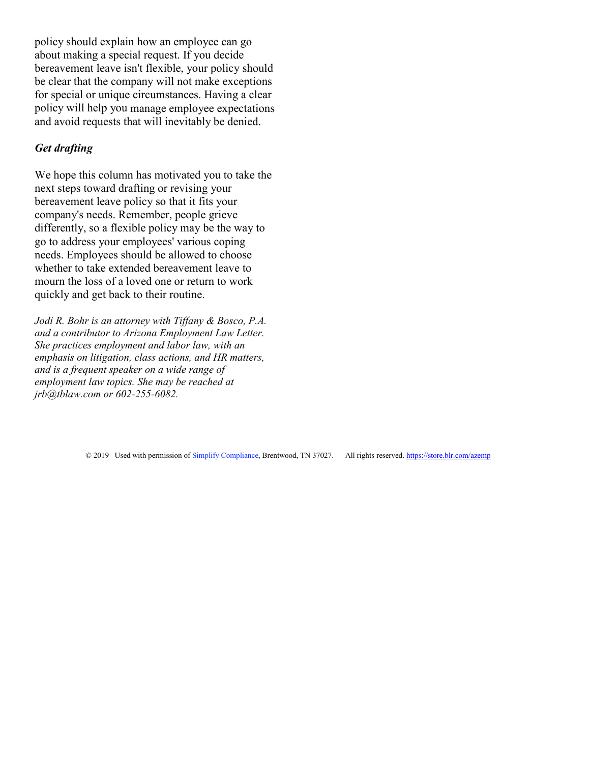policy should explain how an employee can go about making a special request. If you decide bereavement leave isn't flexible, your policy should be clear that the company will not make exceptions for special or unique circumstances. Having a clear policy will help you manage employee expectations and avoid requests that will inevitably be denied.

### *Get drafting*

We hope this column has motivated you to take the next steps toward drafting or revising your bereavement leave policy so that it fits your company's needs. Remember, people grieve differently, so a flexible policy may be the way to go to address your employees' various coping needs. Employees should be allowed to choose whether to take extended bereavement leave to mourn the loss of a loved one or return to work quickly and get back to their routine.

*Jodi R. Bohr is an attorney with Tiffany & Bosco, P.A. and a contributor to Arizona Employment Law Letter. She practices employment and labor law, with an emphasis on litigation, class actions, and HR matters, and is a frequent speaker on a wide range of employment law topics. She may be reached at jrb@tblaw.com or 602-255-6082.*

© 2019 Used with permission of Simplify Compliance, Brentwood, TN 37027. All rights reserved. https://store.blr.com/azemp